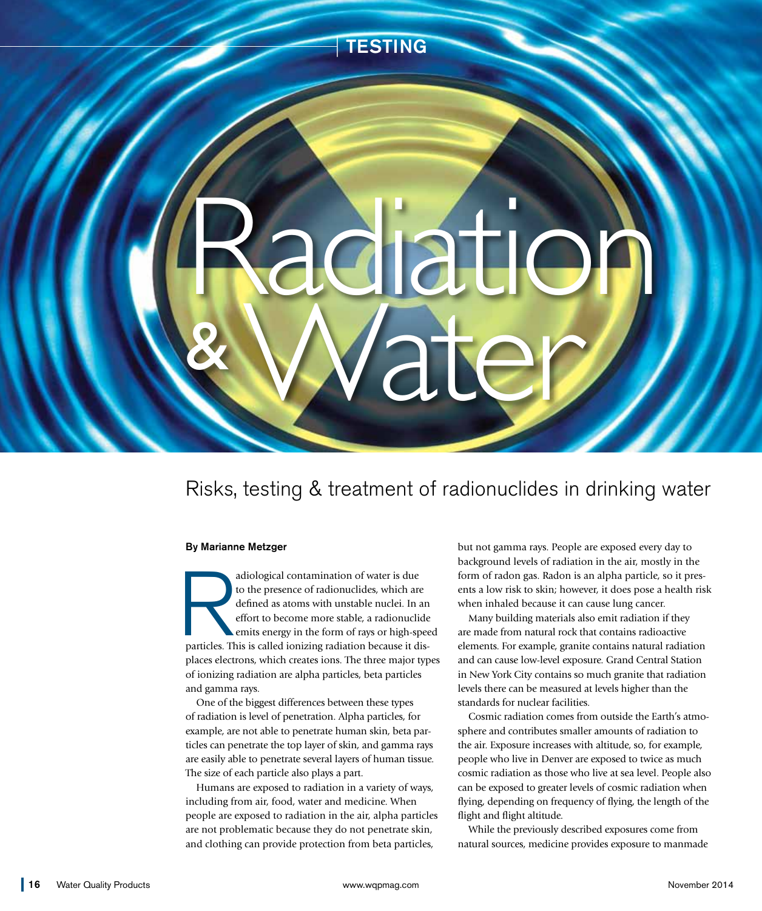TESTING

# Radiation & Water

## Risks, testing & treatment of radionuclides in drinking water

**By Marianne Metzger**

Radiological contamination of water is due to the presence of radionuclides, which are defined as atoms with unstable nuclei. In an effort to become more stable, a radionuclide emits energy in the form of rays or high-speed particles. This is called ionizing radiation because it displaces electrons, which creates ions. The three major types of ionizing radiation are alpha particles, beta particles and gamma rays.

One of the biggest differences between these types of radiation is level of penetration. Alpha particles, for example, are not able to penetrate human skin, beta particles can penetrate the top layer of skin, and gamma rays are easily able to penetrate several layers of human tissue. The size of each particle also plays a part.

Humans are exposed to radiation in a variety of ways, including from air, food, water and medicine. When people are exposed to radiation in the air, alpha particles are not problematic because they do not penetrate skin, and clothing can provide protection from beta particles, but not gamma rays. People are exposed every day to background levels of radiation in the air, mostly in the form of radon gas. Radon is an alpha particle, so it presents a low risk to skin; however, it does pose a health risk when inhaled because it can cause lung cancer.

Many building materials also emit radiation if they are made from natural rock that contains radioactive elements. For example, granite contains natural radiation and can cause low-level exposure. Grand Central Station in New York City contains so much granite that radiation levels there can be measured at levels higher than the standards for nuclear facilities.

Cosmic radiation comes from outside the Earth's atmosphere and contributes smaller amounts of radiation to the air. Exposure increases with altitude, so, for example, people who live in Denver are exposed to twice as much cosmic radiation as those who live at sea level. People also can be exposed to greater levels of cosmic radiation when flying, depending on frequency of flying, the length of the flight and flight altitude.

While the previously described exposures come from natural sources, medicine provides exposure to manmade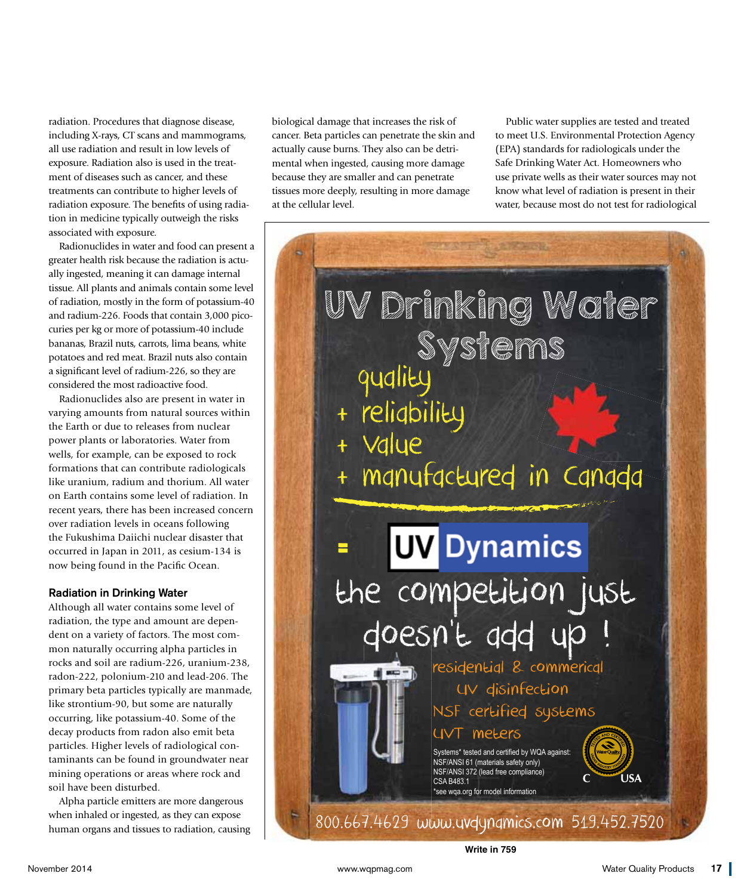radiation. Procedures that diagnose disease, including X-rays, CT scans and mammograms, all use radiation and result in low levels of exposure. Radiation also is used in the treatment of diseases such as cancer, and these treatments can contribute to higher levels of radiation exposure. The benefits of using radiation in medicine typically outweigh the risks associated with exposure.

Radionuclides in water and food can present a greater health risk because the radiation is actually ingested, meaning it can damage internal tissue. All plants and animals contain some level of radiation, mostly in the form of potassium-40 and radium-226. Foods that contain 3,000 picocuries per kg or more of potassium-40 include bananas, Brazil nuts, carrots, lima beans, white potatoes and red meat. Brazil nuts also contain a significant level of radium-226, so they are considered the most radioactive food.

Radionuclides also are present in water in varying amounts from natural sources within the Earth or due to releases from nuclear power plants or laboratories. Water from wells, for example, can be exposed to rock formations that can contribute radiologicals like uranium, radium and thorium. All water on Earth contains some level of radiation. In recent years, there has been increased concern over radiation levels in oceans following the Fukushima Daiichi nuclear disaster that occurred in Japan in 2011, as cesium-134 is now being found in the Pacific Ocean.

### Radiation in Drinking Water

Although all water contains some level of radiation, the type and amount are dependent on a variety of factors. The most common naturally occurring alpha particles in rocks and soil are radium-226, uranium-238, radon-222, polonium-210 and lead-206. The primary beta particles typically are manmade, like strontium-90, but some are naturally occurring, like potassium-40. Some of the decay products from radon also emit beta particles. Higher levels of radiological contaminants can be found in groundwater near mining operations or areas where rock and soil have been disturbed.

Alpha particle emitters are more dangerous when inhaled or ingested, as they can expose human organs and tissues to radiation, causing biological damage that increases the risk of cancer. Beta particles can penetrate the skin and actually cause burns. They also can be detrimental when ingested, causing more damage because they are smaller and can penetrate tissues more deeply, resulting in more damage at the cellular level.

Public water supplies are tested and treated to meet U.S. Environmental Protection Agency (EPA) standards for radiologicals under the Safe Drinking Water Act. Homeowners who use private wells as their water sources may not know what level of radiation is present in their water, because most do not test for radiological

UV Drinking Water Systems

quality
+ reliability
+ Value
+ manufactured in Canada

= UV Dynamics

the competition just doesn't add up !

residential & commerical UV disinfection

NSF certified systems

UVT meters

Systems* tested and certified by WQA against:
NSF/ANSI 61 (materials safety only)
NSF/ANSI 372 (lead free compliance)
CSA B483.1
*see wqa.org for model information

800.667.4629 www.uvdynamics.com 519.452.7520

Write in 759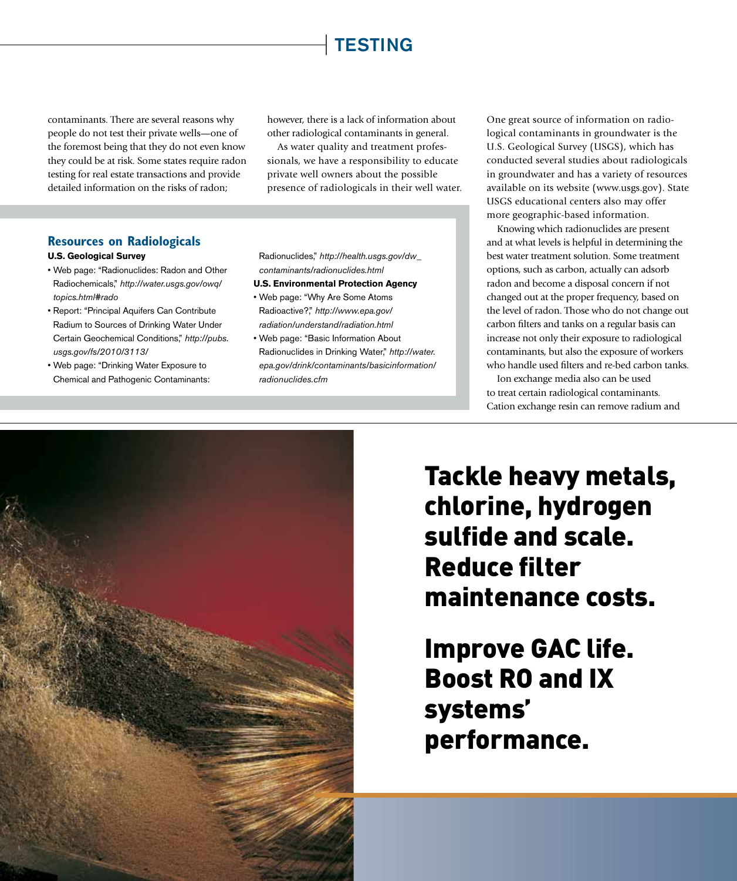contaminants. There are several reasons why people do not test their private wells—one of the foremost being that they do not even know they could be at risk. Some states require radon testing for real estate transactions and provide detailed information on the risks of radon; however, there is a lack of information about other radiological contaminants in general.

As water quality and treatment professionals, we have a responsibility to educate private well owners about the possible presence of radiologicals in their well water.

One great source of information on radiological contaminants in groundwater is the U.S. Geological Survey (USGS), which has conducted several studies about radiologicals in groundwater and has a variety of resources available on its website (www.usgs.gov). State USGS educational centers also may offer more geographic-based information.

Knowing which radionuclides are present and at what levels is helpful in determining the best water treatment solution. Some treatment options, such as carbon, actually can adsorb radon and become a disposal concern if not changed out at the proper frequency, based on the level of radon. Those who do not change out carbon filters and tanks on a regular basis can increase not only their exposure to radiological contaminants, but also the exposure of workers who handle used filters and re-bed carbon tanks.

Ion exchange media also can be used to treat certain radiological contaminants. Cation exchange resin can remove radium and

## Resources on Radiologicals

**U.S. Geological Survey**

- Web page: "Radionuclides: Radon and Other Radiochemicals," *http://water.usgs.gov/owq/topics.html#rado*
- Report: "Principal Aquifers Can Contribute Radium to Sources of Drinking Water Under Certain Geochemical Conditions," *http://pubs.usgs.gov/fs/2010/3113/*
- Web page: "Drinking Water Exposure to Chemical and Pathogenic Contaminants: Radionuclides," *http://health.usgs.gov/dw_contaminants/radionuclides.html*

**U.S. Environmental Protection Agency**

- Web page: "Why Are Some Atoms Radioactive?," *http://www.epa.gov/radiation/understand/radiation.html*
- Web page: "Basic Information About Radionuclides in Drinking Water," *http://water.epa.gov/drink/contaminants/basicinformation/radionuclides.cfm*

Tackle heavy metals, chlorine, hydrogen sulfide and scale. Reduce filter maintenance costs.

Improve GAC life. Boost RO and IX systems' performance.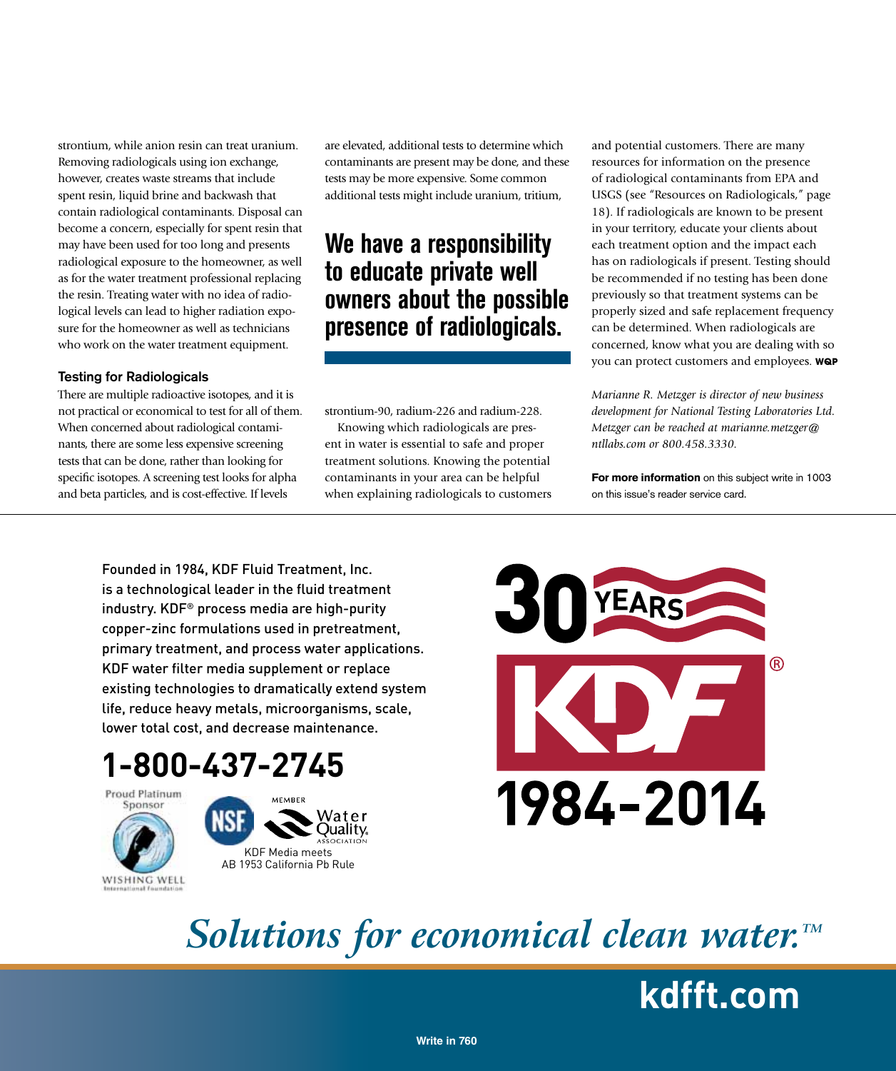strontium, while anion resin can treat uranium. Removing radiologicals using ion exchange, however, creates waste streams that include spent resin, liquid brine and backwash that contain radiological contaminants. Disposal can become a concern, especially for spent resin that may have been used for too long and presents radiological exposure to the homeowner, as well as for the water treatment professional replacing the resin. Treating water with no idea of radiological levels can lead to higher radiation exposure for the homeowner as well as technicians who work on the water treatment equipment.

### Testing for Radiologicals

There are multiple radioactive isotopes, and it is not practical or economical to test for all of them. When concerned about radiological contaminants, there are some less expensive screening tests that can be done, rather than looking for specific isotopes. A screening test looks for alpha and beta particles, and is cost-effective. If levels are elevated, additional tests to determine which contaminants are present may be done, and these tests may be more expensive. Some common additional tests might include uranium, tritium, strontium-90, radium-226 and radium-228.

**We have a responsibility to educate private well owners about the possible presence of radiologicals.**

Knowing which radiologicals are present in water is essential to safe and proper treatment solutions. Knowing the potential contaminants in your area can be helpful when explaining radiologicals to customers and potential customers. There are many resources for information on the presence of radiological contaminants from EPA and USGS (see "Resources on Radiologicals," page 18). If radiologicals are known to be present in your territory, educate your clients about each treatment option and the impact each has on radiologicals if present. Testing should be recommended if no testing has been done previously so that treatment systems can be properly sized and safe replacement frequency can be determined. When radiologicals are concerned, know what you are dealing with so you can protect customers and employees. **WQP**

*Marianne R. Metzger is director of new business development for National Testing Laboratories Ltd. Metzger can be reached at marianne.metzger@ntllabs.com or 800.458.3330.*

**For more information** on this subject write in 1003 on this issue's reader service card.

---

Founded in 1984, KDF Fluid Treatment, Inc. is a technological leader in the fluid treatment industry. KDF® process media are high-purity copper-zinc formulations used in pretreatment, primary treatment, and process water applications. KDF water filter media supplement or replace existing technologies to dramatically extend system life, reduce heavy metals, microorganisms, scale, lower total cost, and decrease maintenance.

**1-800-437-2745**

Proud Platinum Sponsor
WISHING WELL International Foundation

NSF

MEMBER Water Quality Association

KDF Media meets AB 1953 California Pb Rule

30 YEARS

KDF®

1984-2014

*Solutions for economical clean water.™*

**kdfft.com**

Write in 760